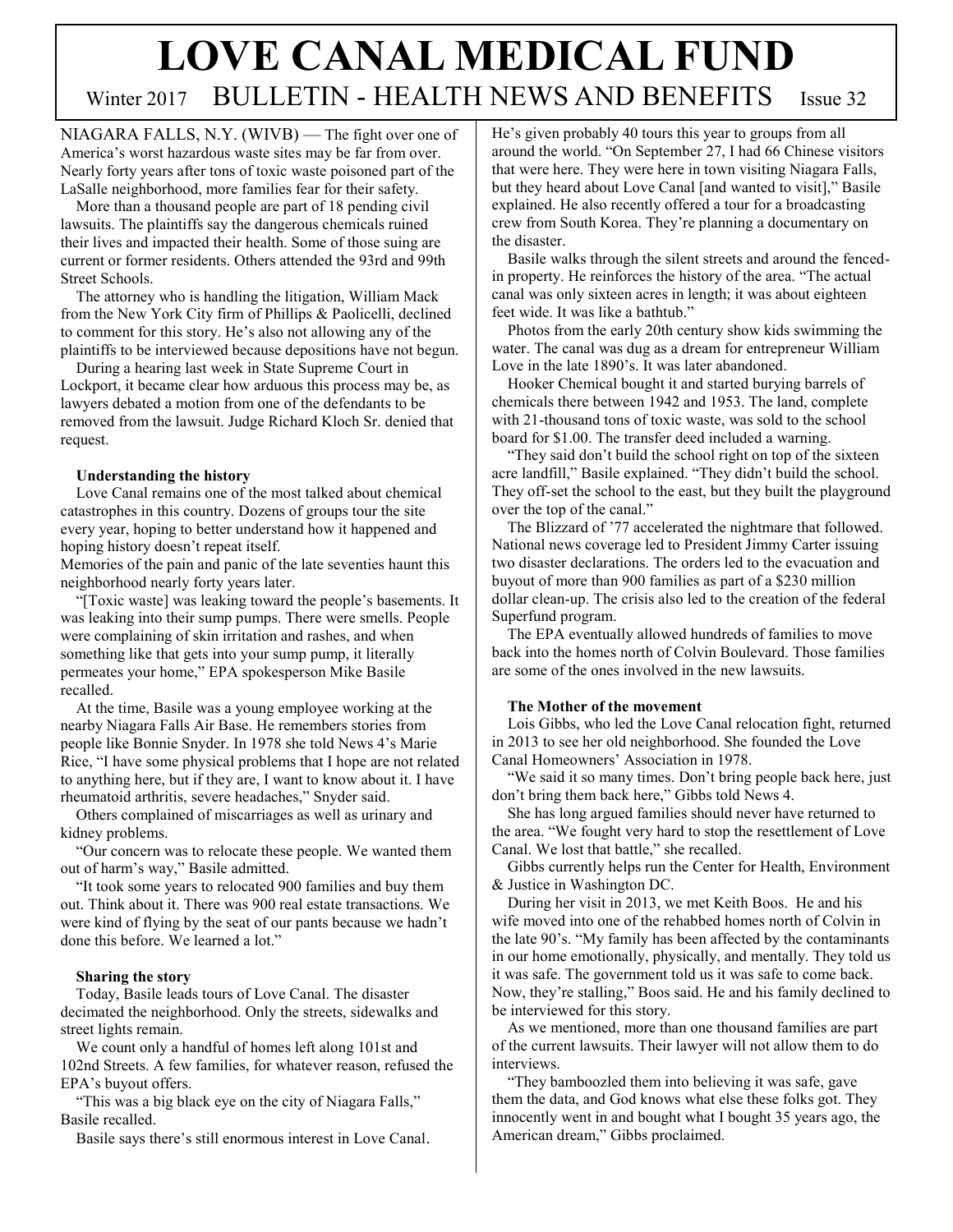# LOVE CANAL MEDICAL FUND

Winter 2017 BULLETIN - HEALTH NEWS AND BENEFITS Issue 32

NIAGARA FALLS, N.Y. (WIVB) — The fight over one of America's worst hazardous waste sites may be far from over. Nearly forty years after tons of toxic waste poisoned part of the LaSalle neighborhood, more families fear for their safety.

More than a thousand people are part of 18 pending civil lawsuits. The plaintiffs say the dangerous chemicals ruined their lives and impacted their health. Some of those suing are current or former residents. Others attended the 93rd and 99th Street Schools.

The attorney who is handling the litigation, William Mack from the New York City firm of Phillips & Paolicelli, declined to comment for this story. He's also not allowing any of the plaintiffs to be interviewed because depositions have not begun.

During a hearing last week in State Supreme Court in Lockport, it became clear how arduous this process may be, as lawyers debated a motion from one of the defendants to be removed from the lawsuit. Judge Richard Kloch Sr. denied that request.

**Understanding the history**

Love Canal remains one of the most talked about chemical catastrophes in this country. Dozens of groups tour the site every year, hoping to better understand how it happened and hoping history doesn't repeat itself.

Memories of the pain and panic of the late seventies haunt this neighborhood nearly forty years later.

"[Toxic waste] was leaking toward the people's basements. It was leaking into their sump pumps. There were smells. People were complaining of skin irritation and rashes, and when something like that gets into your sump pump, it literally permeates your home," EPA spokesperson Mike Basile recalled.

At the time, Basile was a young employee working at the nearby Niagara Falls Air Base. He remembers stories from people like Bonnie Snyder. In 1978 she told News 4's Marie Rice, "I have some physical problems that I hope are not related to anything here, but if they are, I want to know about it. I have rheumatoid arthritis, severe headaches," Snyder said.

Others complained of miscarriages as well as urinary and kidney problems.

"Our concern was to relocate these people. We wanted them out of harm's way," Basile admitted.

"It took some years to relocated 900 families and buy them out. Think about it. There was 900 real estate transactions. We were kind of flying by the seat of our pants because we hadn't done this before. We learned a lot."

**Sharing the story**

Today, Basile leads tours of Love Canal. The disaster decimated the neighborhood. Only the streets, sidewalks and street lights remain.

We count only a handful of homes left along 101st and 102nd Streets. A few families, for whatever reason, refused the EPA's buyout offers.

"This was a big black eye on the city of Niagara Falls," Basile recalled.

Basile says there's still enormous interest in Love Canal. He's given probably 40 tours this year to groups from all around the world. "On September 27, I had 66 Chinese visitors that were here. They were here in town visiting Niagara Falls, but they heard about Love Canal [and wanted to visit]," Basile explained. He also recently offered a tour for a broadcasting crew from South Korea. They're planning a documentary on the disaster.

Basile walks through the silent streets and around the fenced-in property. He reinforces the history of the area. "The actual canal was only sixteen acres in length; it was about eighteen feet wide. It was like a bathtub."

Photos from the early 20th century show kids swimming the water. The canal was dug as a dream for entrepreneur William Love in the late 1890's. It was later abandoned.

Hooker Chemical bought it and started burying barrels of chemicals there between 1942 and 1953. The land, complete with 21-thousand tons of toxic waste, was sold to the school board for $1.00. The transfer deed included a warning.

"They said don't build the school right on top of the sixteen acre landfill," Basile explained. "They didn't build the school. They off-set the school to the east, but they built the playground over the top of the canal."

The Blizzard of '77 accelerated the nightmare that followed. National news coverage led to President Jimmy Carter issuing two disaster declarations. The orders led to the evacuation and buyout of more than 900 families as part of a $230 million dollar clean-up. The crisis also led to the creation of the federal Superfund program.

The EPA eventually allowed hundreds of families to move back into the homes north of Colvin Boulevard. Those families are some of the ones involved in the new lawsuits.

**The Mother of the movement**

Lois Gibbs, who led the Love Canal relocation fight, returned in 2013 to see her old neighborhood. She founded the Love Canal Homeowners' Association in 1978.

"We said it so many times. Don't bring people back here, just don't bring them back here," Gibbs told News 4.

She has long argued families should never have returned to the area. "We fought very hard to stop the resettlement of Love Canal. We lost that battle," she recalled.

Gibbs currently helps run the Center for Health, Environment & Justice in Washington DC.

During her visit in 2013, we met Keith Boos. He and his wife moved into one of the rehabbed homes north of Colvin in the late 90's. "My family has been affected by the contaminants in our home emotionally, physically, and mentally. They told us it was safe. The government told us it was safe to come back. Now, they're stalling," Boos said. He and his family declined to be interviewed for this story.

As we mentioned, more than one thousand families are part of the current lawsuits. Their lawyer will not allow them to do interviews.

"They bamboozled them into believing it was safe, gave them the data, and God knows what else these folks got. They innocently went in and bought what I bought 35 years ago, the American dream," Gibbs proclaimed.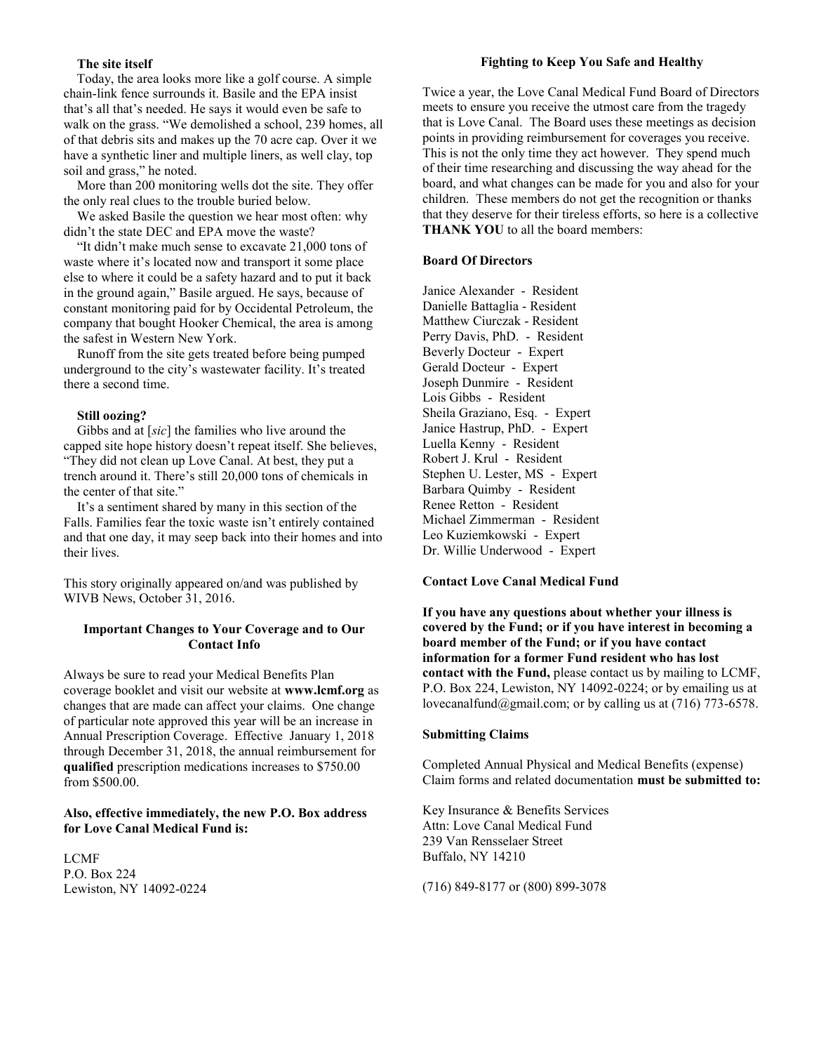### The site itself

Today, the area looks more like a golf course. A simple chain-link fence surrounds it. Basile and the EPA insist that's all that's needed. He says it would even be safe to walk on the grass. "We demolished a school, 239 homes, all of that debris sits and makes up the 70 acre cap. Over it we have a synthetic liner and multiple liners, as well clay, top soil and grass," he noted.

More than 200 monitoring wells dot the site. They offer the only real clues to the trouble buried below.

We asked Basile the question we hear most often: why didn't the state DEC and EPA move the waste?

"It didn't make much sense to excavate 21,000 tons of waste where it's located now and transport it some place else to where it could be a safety hazard and to put it back in the ground again," Basile argued. He says, because of constant monitoring paid for by Occidental Petroleum, the company that bought Hooker Chemical, the area is among the safest in Western New York.

Runoff from the site gets treated before being pumped underground to the city's wastewater facility. It's treated there a second time.

### Still oozing?

Gibbs and at [*sic*] the families who live around the capped site hope history doesn't repeat itself. She believes, "They did not clean up Love Canal. At best, they put a trench around it. There's still 20,000 tons of chemicals in the center of that site."

It's a sentiment shared by many in this section of the Falls. Families fear the toxic waste isn't entirely contained and that one day, it may seep back into their homes and into their lives.

This story originally appeared on/and was published by WIVB News, October 31, 2016.

### Important Changes to Your Coverage and to Our Contact Info

Always be sure to read your Medical Benefits Plan coverage booklet and visit our website at **www.lcmf.org** as changes that are made can affect your claims. One change of particular note approved this year will be an increase in Annual Prescription Coverage. Effective January 1, 2018 through December 31, 2018, the annual reimbursement for **qualified** prescription medications increases to $750.00 from $500.00.

**Also, effective immediately, the new P.O. Box address for Love Canal Medical Fund is:**

LCMF
P.O. Box 224
Lewiston, NY 14092-0224

### Fighting to Keep You Safe and Healthy

Twice a year, the Love Canal Medical Fund Board of Directors meets to ensure you receive the utmost care from the tragedy that is Love Canal. The Board uses these meetings as decision points in providing reimbursement for coverages you receive. This is not the only time they act however. They spend much of their time researching and discussing the way ahead for the board, and what changes can be made for you and also for your children. These members do not get the recognition or thanks that they deserve for their tireless efforts, so here is a collective **THANK YOU** to all the board members:

### Board Of Directors

Janice Alexander - Resident
Danielle Battaglia - Resident
Matthew Ciurczak - Resident
Perry Davis, PhD. - Resident
Beverly Docteur - Expert
Gerald Docteur - Expert
Joseph Dunmire - Resident
Lois Gibbs - Resident
Sheila Graziano, Esq. - Expert
Janice Hastrup, PhD. - Expert
Luella Kenny - Resident
Robert J. Krul - Resident
Stephen U. Lester, MS - Expert
Barbara Quimby - Resident
Renee Retton - Resident
Michael Zimmerman - Resident
Leo Kuziemkowski - Expert
Dr. Willie Underwood - Expert

### Contact Love Canal Medical Fund

**If you have any questions about whether your illness is covered by the Fund; or if you have interest in becoming a board member of the Fund; or if you have contact information for a former Fund resident who has lost contact with the Fund,** please contact us by mailing to LCMF, P.O. Box 224, Lewiston, NY 14092-0224; or by emailing us at lovecanalfund@gmail.com; or by calling us at (716) 773-6578.

### Submitting Claims

Completed Annual Physical and Medical Benefits (expense) Claim forms and related documentation **must be submitted to:**

Key Insurance & Benefits Services
Attn: Love Canal Medical Fund
239 Van Rensselaer Street
Buffalo, NY 14210

(716) 849-8177 or (800) 899-3078